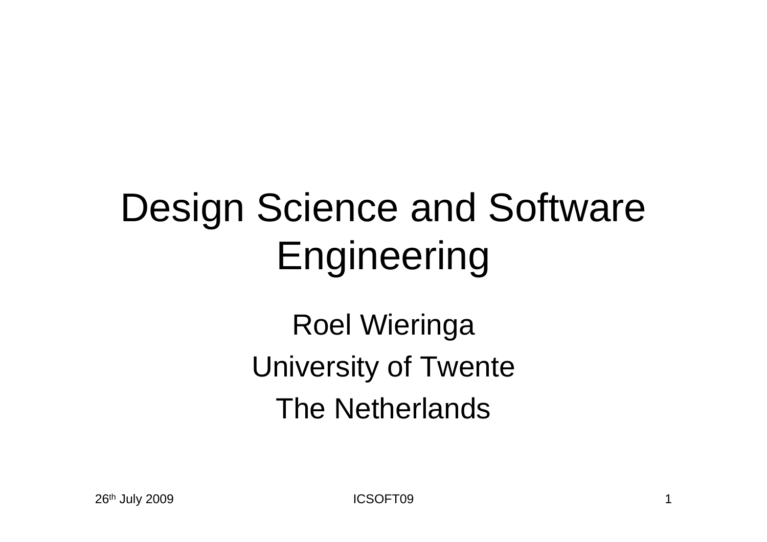# Design Science and Software Engineering

Roel Wieringa

University of Twente

The Netherlands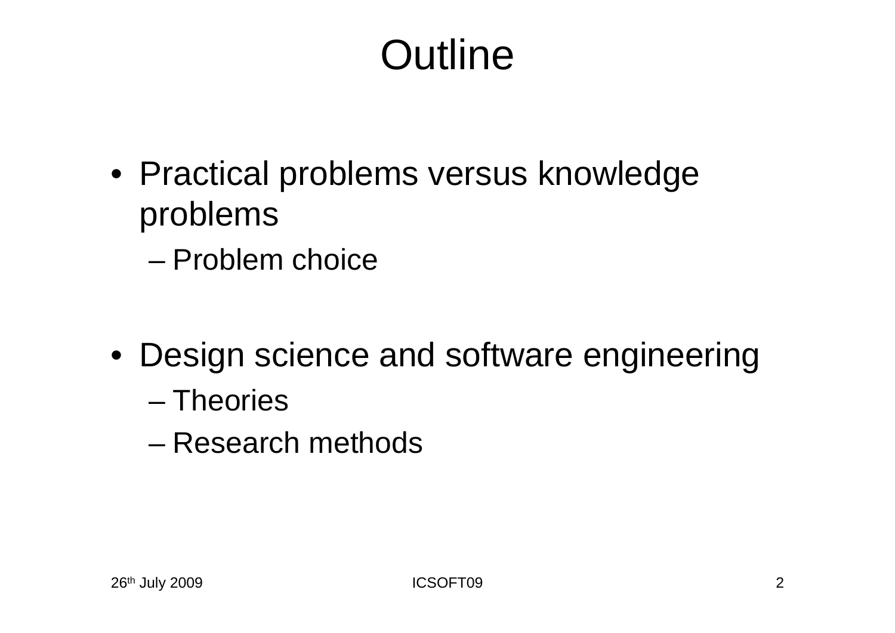# Outline

- Practical problems versus knowledge problems
  - Problem choice
- Design science and software engineering
  - Theories
  - Research methods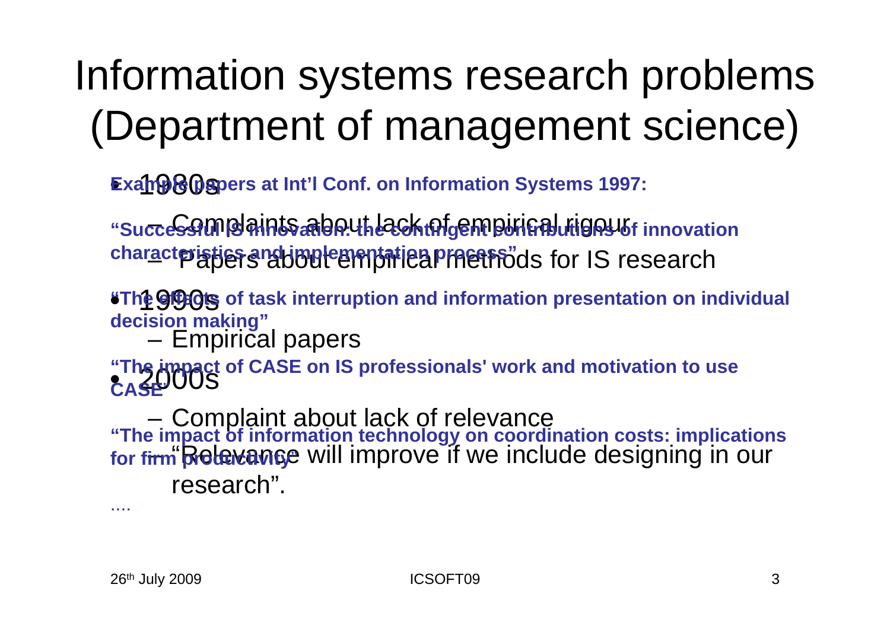# Information systems research problems (Department of management science)

- 1980s
  - Complaints about lack of empirical rigour
  - Papers about empirical methods for IS research
- 1990s
  - Empirical papers
- 2000s
  - Complaint about lack of relevance
  - "Relevance will improve if we include designing in our research".

**Example papers at Int'l Conf. on Information Systems 1997:**

**"Successful IS innovation: the contingent contributions of innovation characteristics and implementation process"**

**"The effects of task interruption and information presentation on individual decision making"**

**"The impact of CASE on IS professionals' work and motivation to use CASE"**

**"The impact of information technology on coordination costs: implications for firm productivity"**

....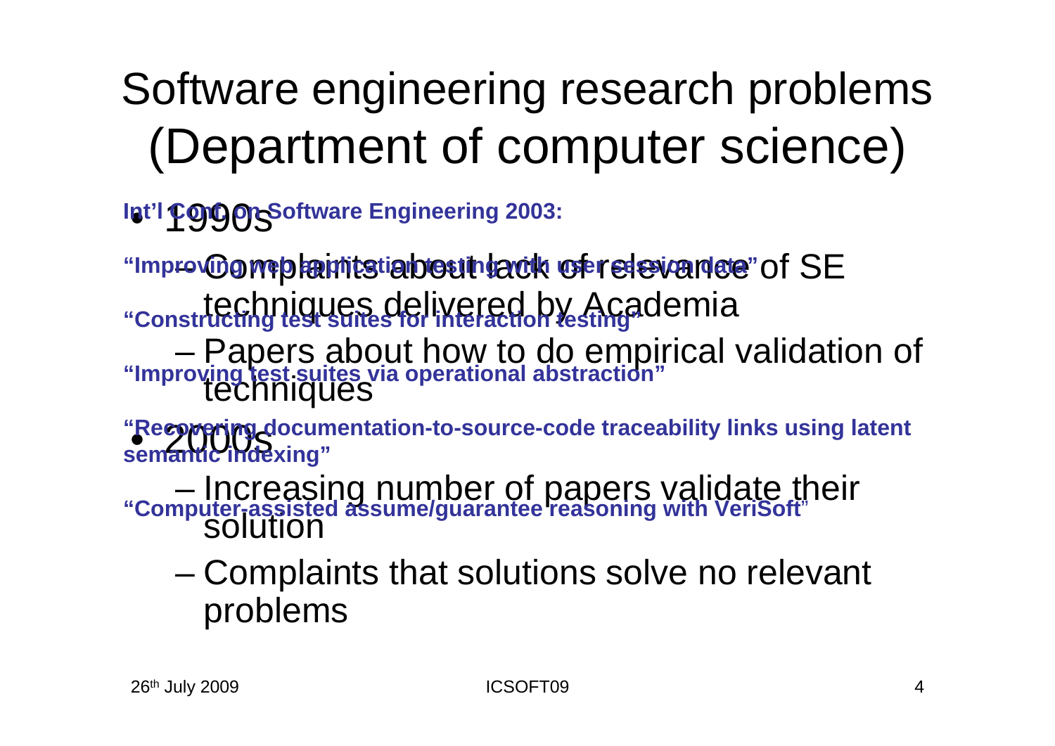# Software engineering research problems (Department of computer science)

- 1990s
  - Complaints about lack of relevance of SE techniques delivered by Academia
  - Papers about how to do empirical validation of techniques
- 2000s
  - Increasing number of papers validate their solution
  - Complaints that solutions solve no relevant problems

**Int'l Conf. on Software Engineering 2003:**

**"Improving web application testing with user session data"**

**"Constructing test suites for interaction testing"**

**"Improving test suites via operational abstraction"**

**"Recovering documentation-to-source-code traceability links using latent semantic indexing"**

**"Computer-assisted assume/guarantee reasoning with VeriSoft"**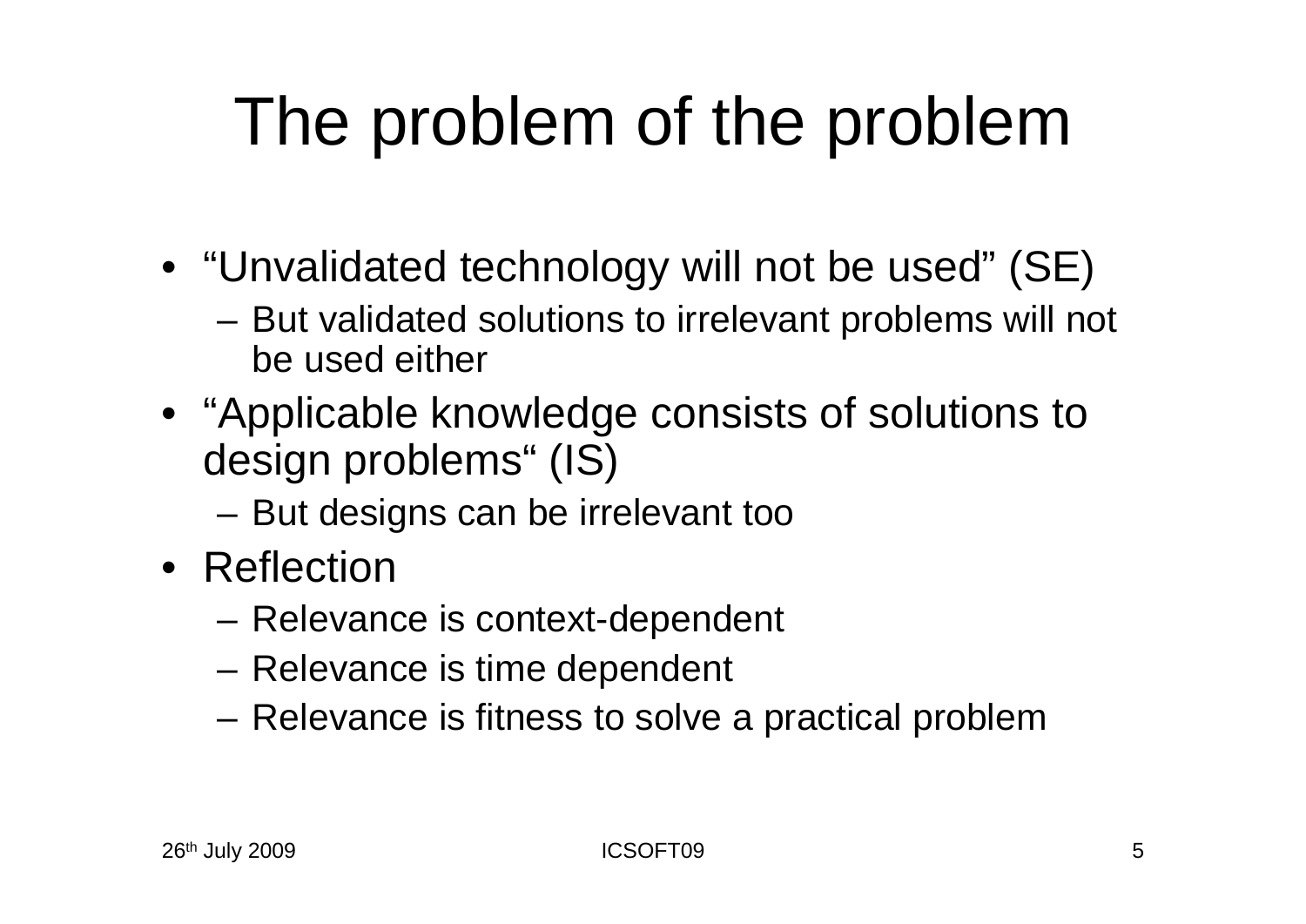# The problem of the problem

- “Unvalidated technology will not be used” (SE)
  - But validated solutions to irrelevant problems will not be used either
- “Applicable knowledge consists of solutions to design problems“ (IS)
  - But designs can be irrelevant too
- Reflection
  - Relevance is context-dependent
  - Relevance is time dependent
  - Relevance is fitness to solve a practical problem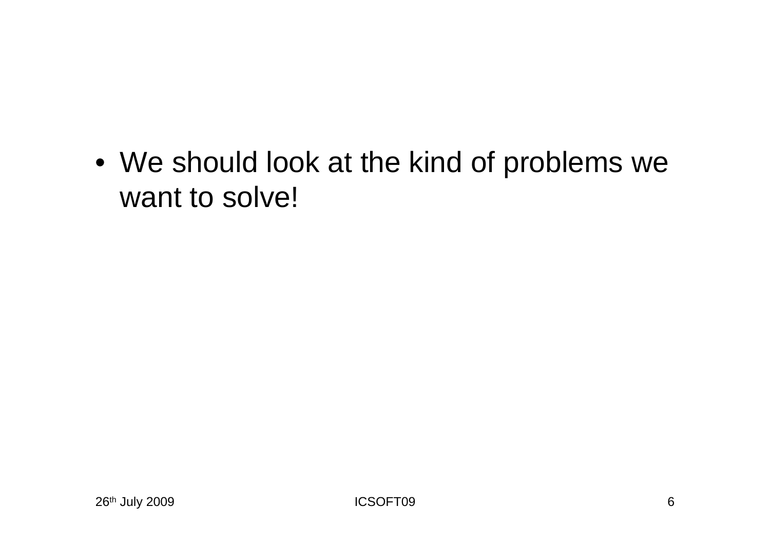- We should look at the kind of problems we want to solve!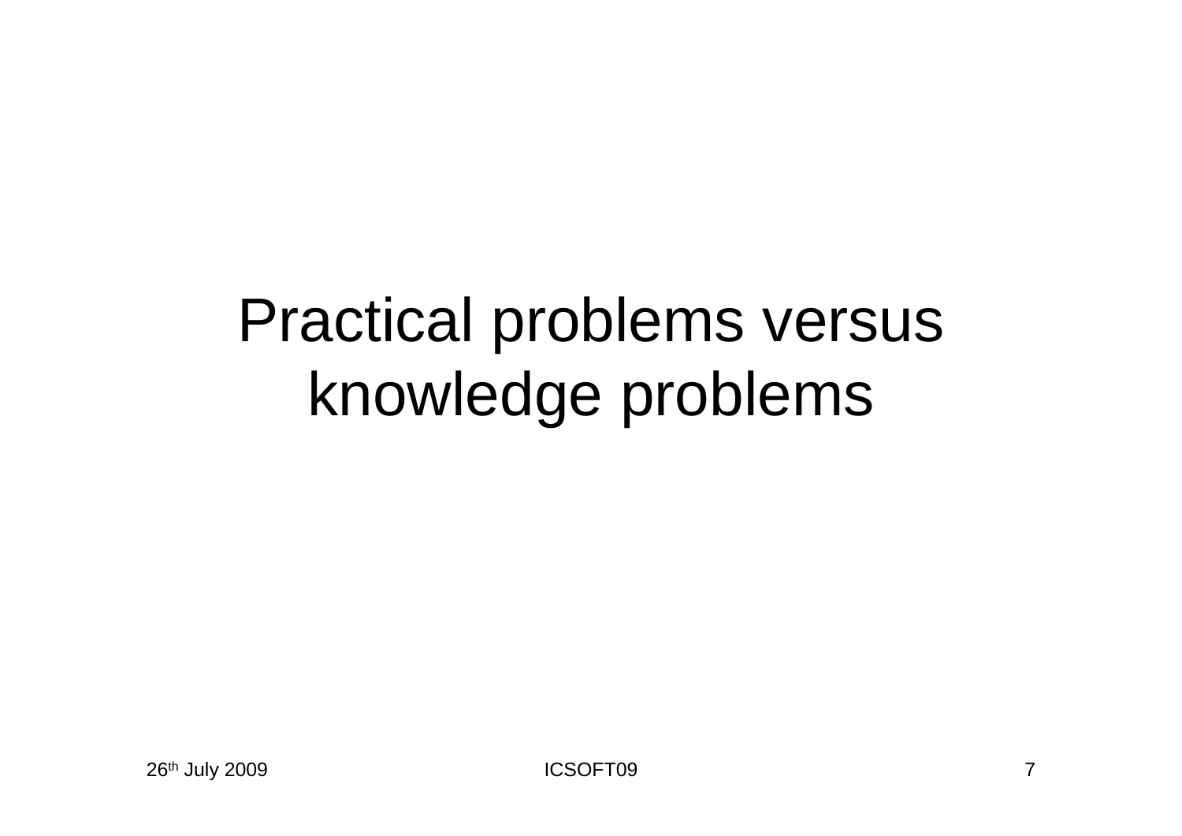# Practical problems versus knowledge problems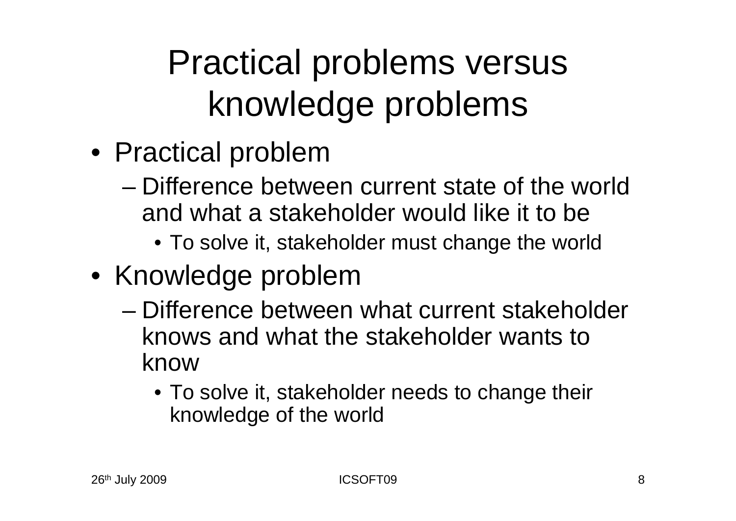# Practical problems versus knowledge problems

- Practical problem
  - Difference between current state of the world and what a stakeholder would like it to be
    - To solve it, stakeholder must change the world
- Knowledge problem
  - Difference between what current stakeholder knows and what the stakeholder wants to know
    - To solve it, stakeholder needs to change their knowledge of the world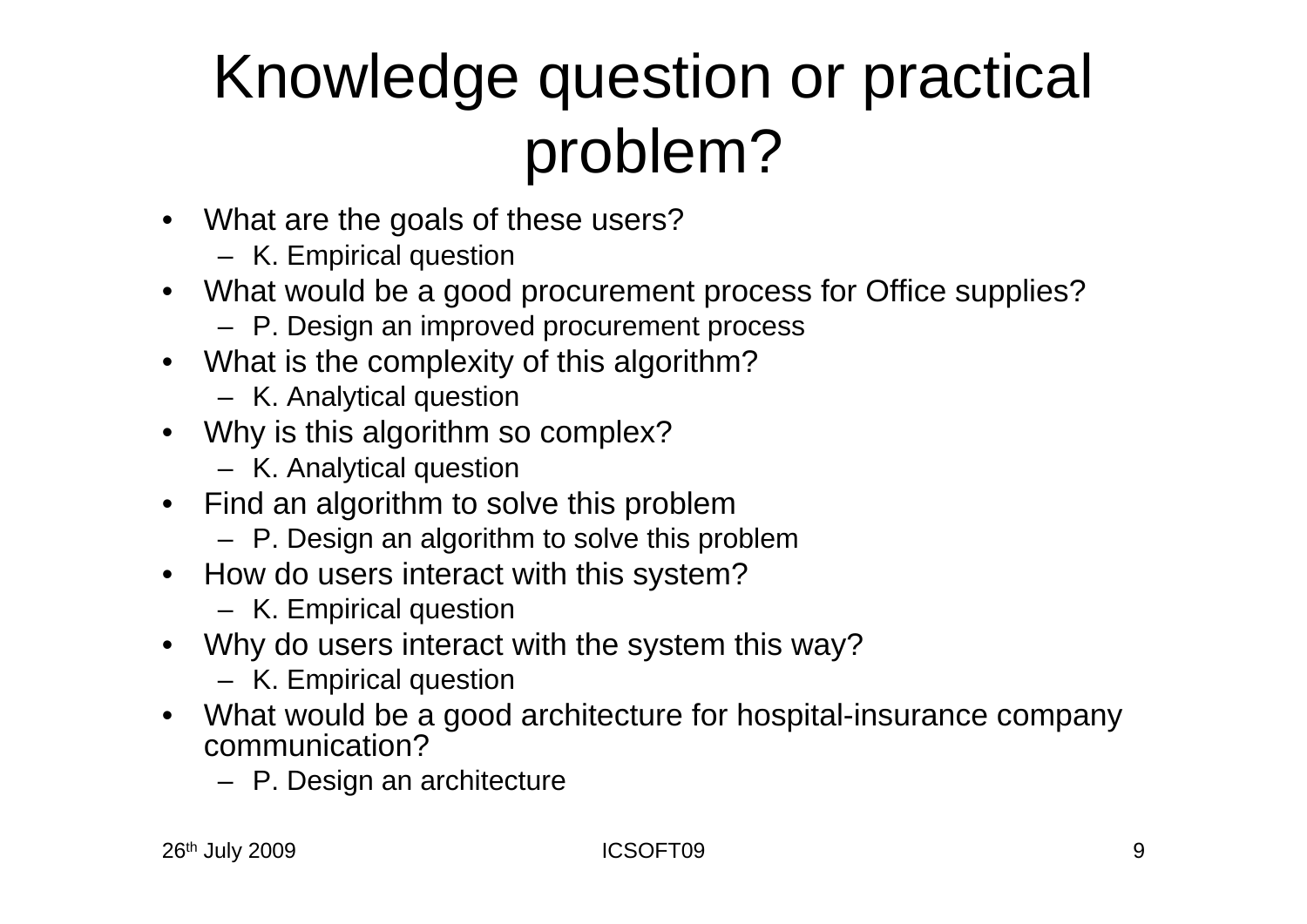# Knowledge question or practical problem?

- What are the goals of these users?
  - K. Empirical question
- What would be a good procurement process for Office supplies?
  - P. Design an improved procurement process
- What is the complexity of this algorithm?
  - K. Analytical question
- Why is this algorithm so complex?
  - K. Analytical question
- Find an algorithm to solve this problem
  - P. Design an algorithm to solve this problem
- How do users interact with this system?
  - K. Empirical question
- Why do users interact with the system this way?
  - K. Empirical question
- What would be a good architecture for hospital-insurance company communication?
  - P. Design an architecture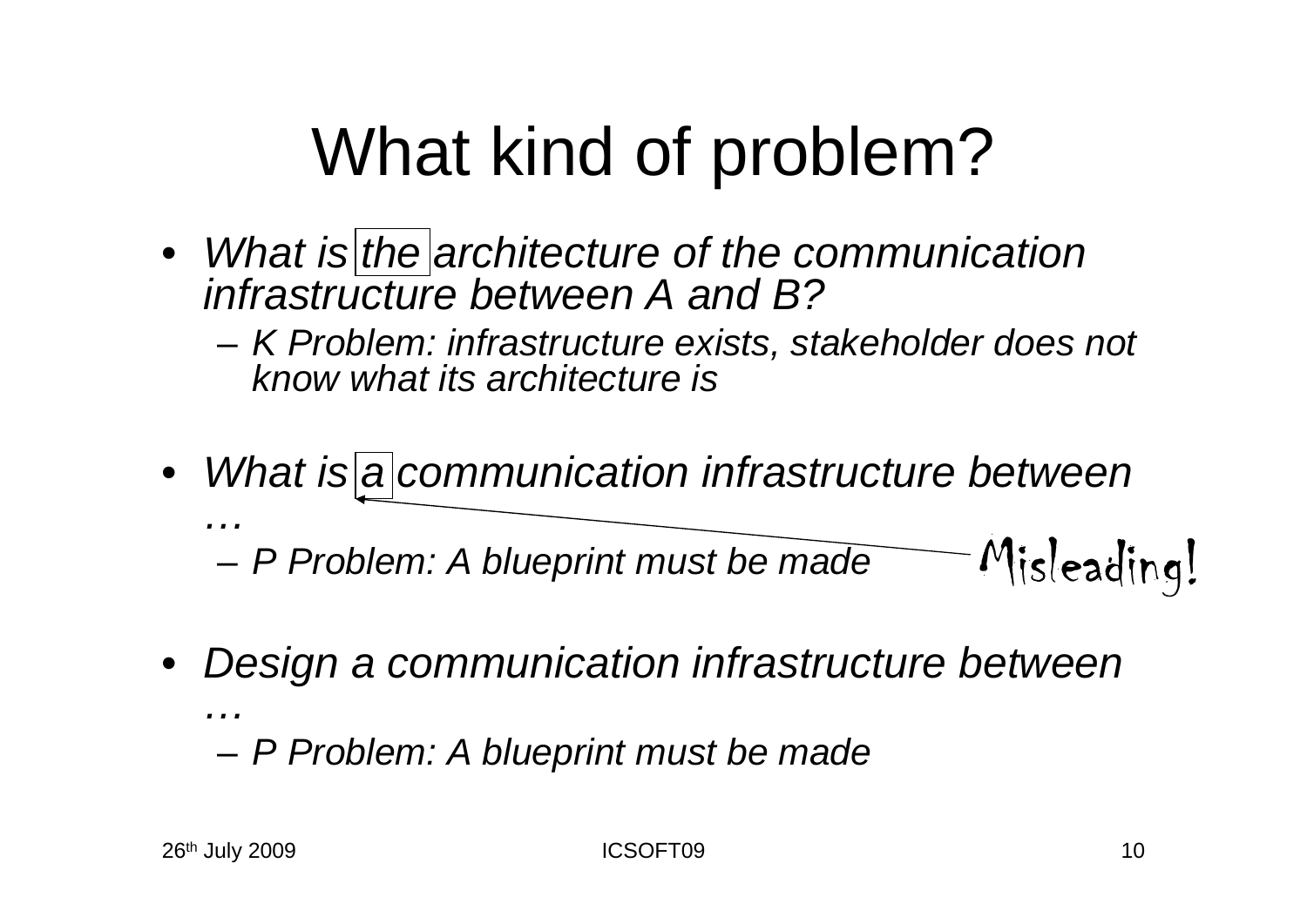# What kind of problem?

- *What is the architecture of the communication infrastructure between A and B?*
  - *K Problem: infrastructure exists, stakeholder does not know what its architecture is*
- *What is a communication infrastructure between …*
  - *P Problem: A blueprint must be made*

Misleading!

- *Design a communication infrastructure between …*
  - *P Problem: A blueprint must be made*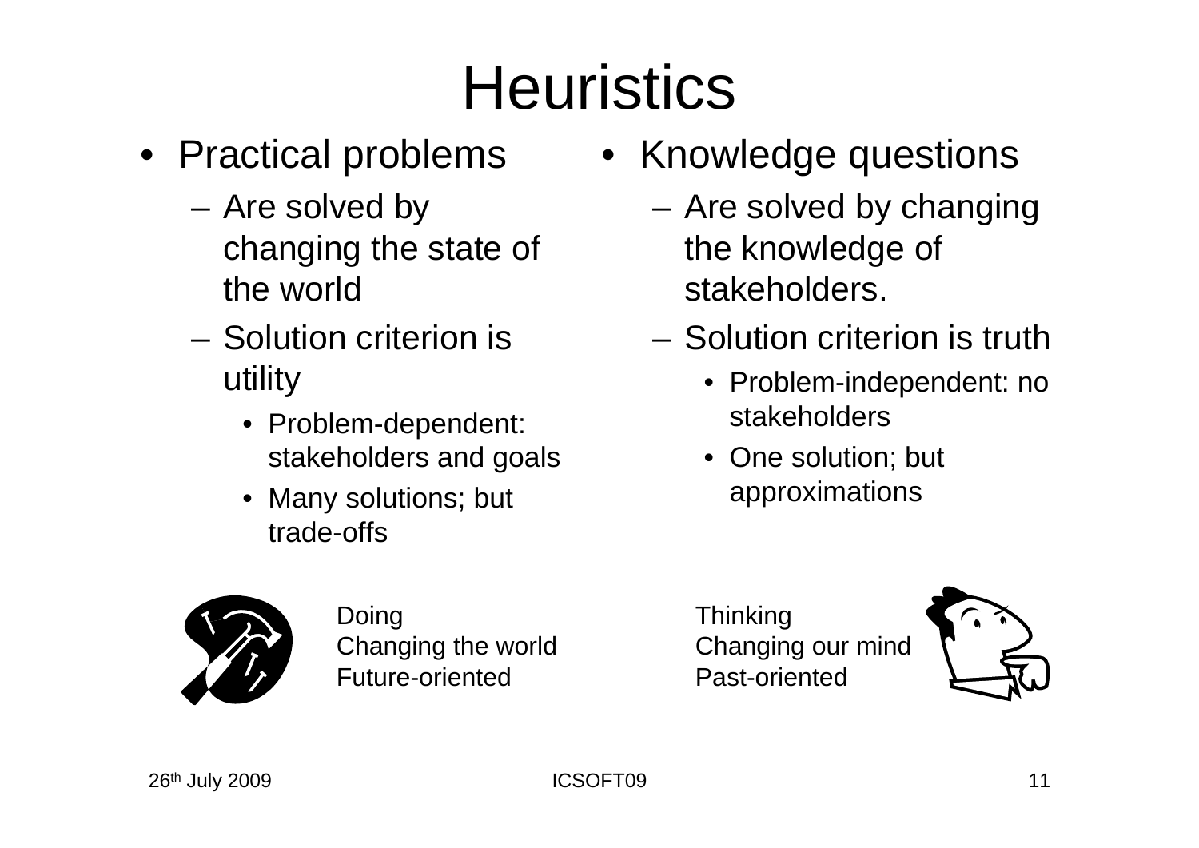# Heuristics

- Practical problems
  - Are solved by changing the state of the world
  - Solution criterion is utility
    - Problem-dependent: stakeholders and goals
    - Many solutions; but trade-offs

- Knowledge questions
  - Are solved by changing the knowledge of stakeholders.
  - Solution criterion is truth
    - Problem-independent: no stakeholders
    - One solution; but approximations

Doing
Changing the world
Future-oriented

Thinking
Changing our mind
Past-oriented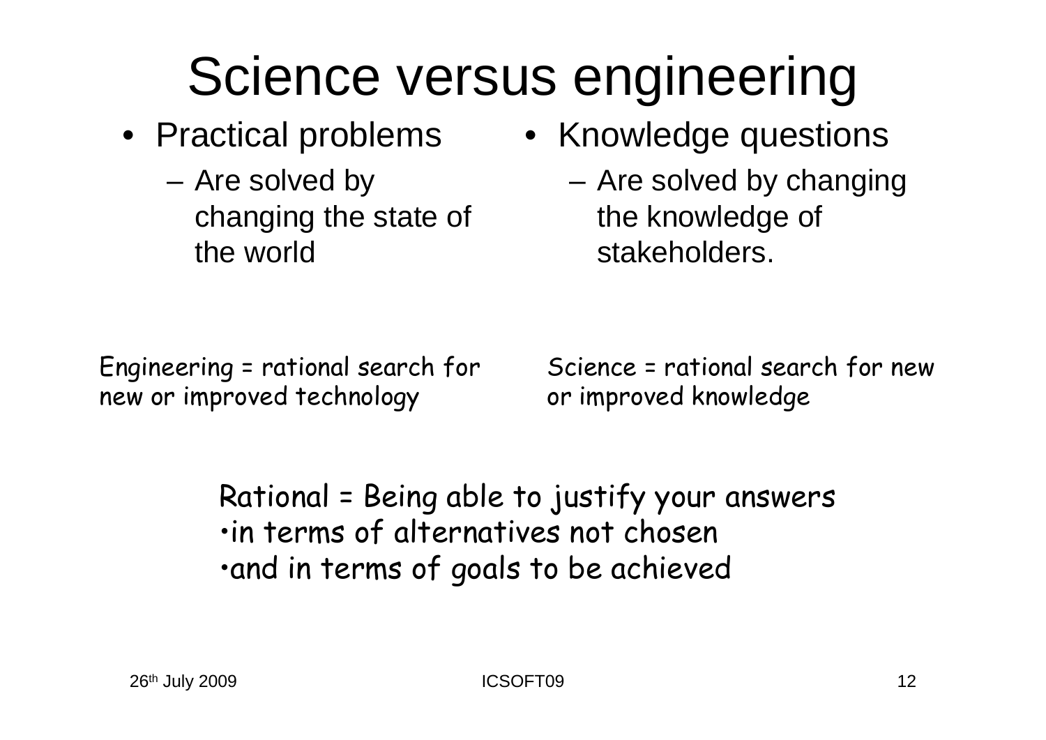# Science versus engineering

- Practical problems
  - Are solved by changing the state of the world
- Knowledge questions
  - Are solved by changing the knowledge of stakeholders.

Engineering = rational search for new or improved technology

Science = rational search for new or improved knowledge

Rational = Being able to justify your answers
- in terms of alternatives not chosen
- and in terms of goals to be achieved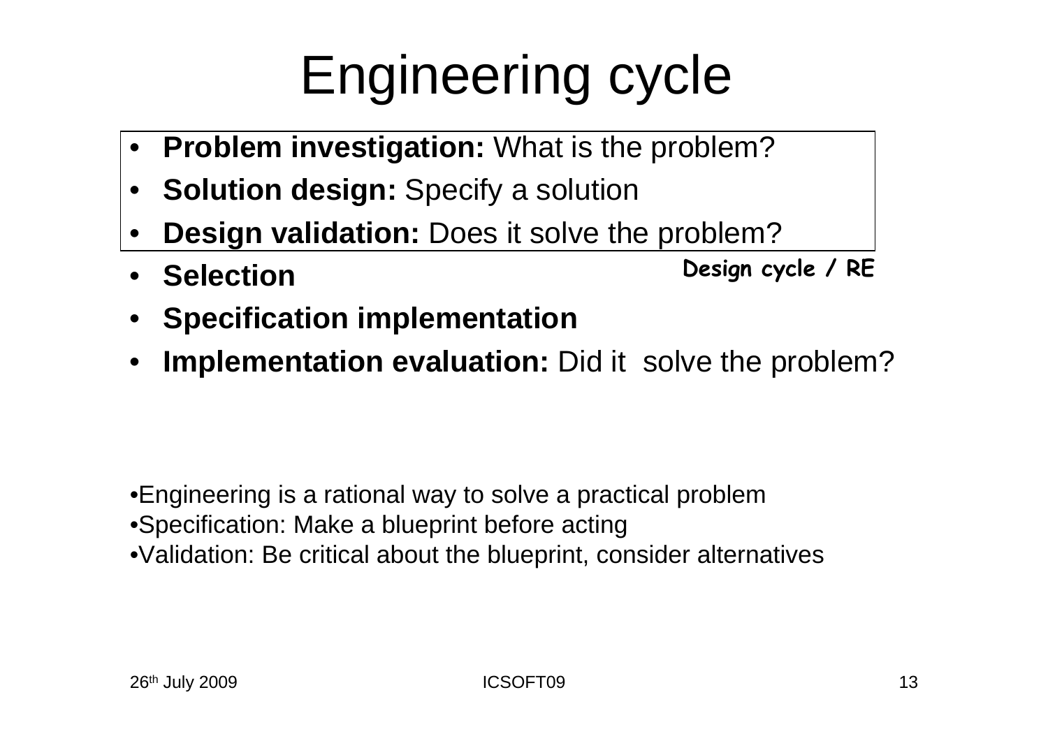# Engineering cycle

- **Problem investigation:** What is the problem?
- **Solution design:** Specify a solution
- **Design validation:** Does it solve the problem?

**Design cycle / RE**

- **Selection**
- **Specification implementation**
- **Implementation evaluation:** Did it solve the problem?

- Engineering is a rational way to solve a practical problem
- Specification: Make a blueprint before acting
- Validation: Be critical about the blueprint, consider alternatives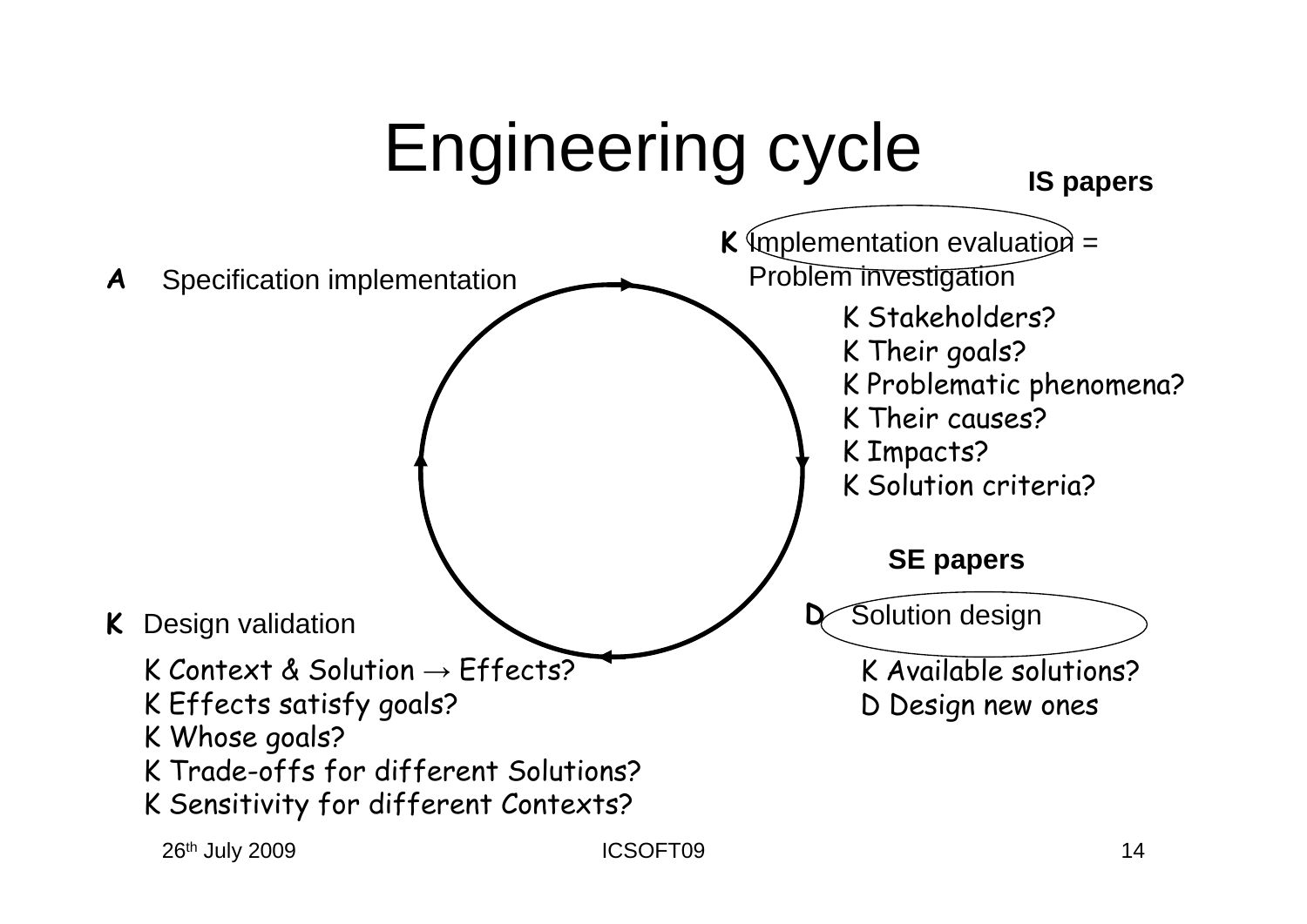# Engineering cycle

**IS papers**

**K** Implementation evaluation = Problem investigation

- K Stakeholders?
- K Their goals?
- K Problematic phenomena?
- K Their causes?
- K Impacts?
- K Solution criteria?

**SE papers**

**D** Solution design

- K Available solutions?
- D Design new ones

**K** Design validation

- K Context & Solution → Effects?
- K Effects satisfy goals?
- K Whose goals?
- K Trade-offs for different Solutions?
- K Sensitivity for different Contexts?

**A** Specification implementation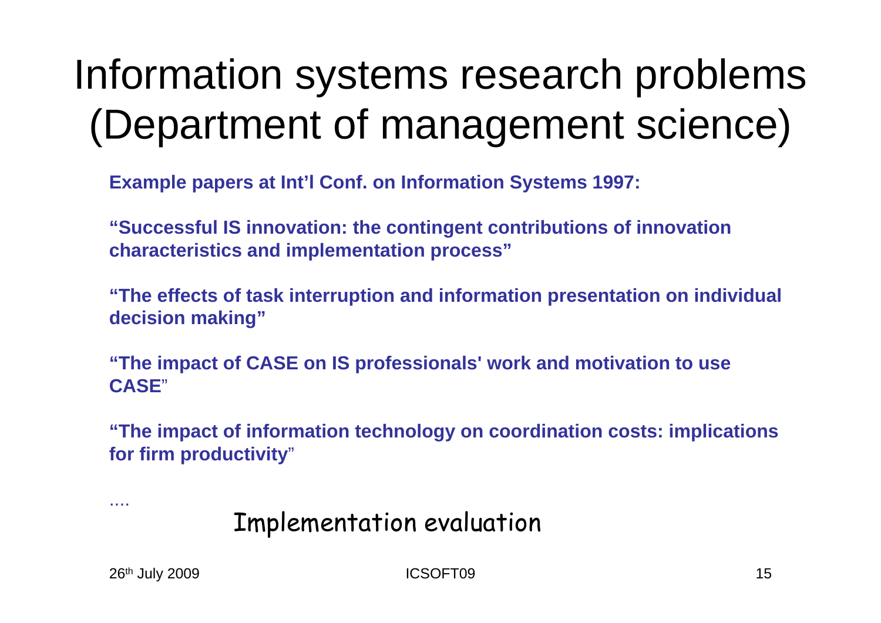# Information systems research problems (Department of management science)

**Example papers at Int'l Conf. on Information Systems 1997:**

**"Successful IS innovation: the contingent contributions of innovation characteristics and implementation process"**

**"The effects of task interruption and information presentation on individual decision making"**

**"The impact of CASE on IS professionals' work and motivation to use CASE"**

**"The impact of information technology on coordination costs: implications for firm productivity"**

....

Implementation evaluation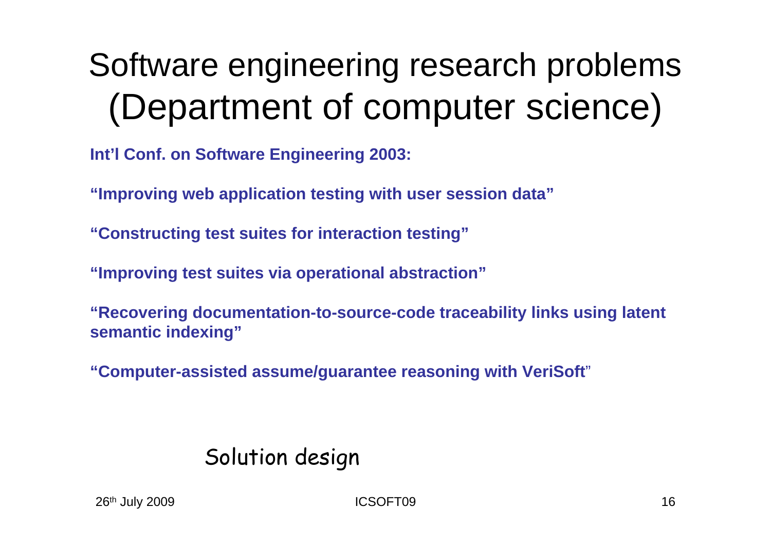# Software engineering research problems (Department of computer science)

**Int'l Conf. on Software Engineering 2003:**

**"Improving web application testing with user session data"**

**"Constructing test suites for interaction testing"**

**"Improving test suites via operational abstraction"**

**"Recovering documentation-to-source-code traceability links using latent semantic indexing"**

**"Computer-assisted assume/guarantee reasoning with VeriSoft"**

Solution design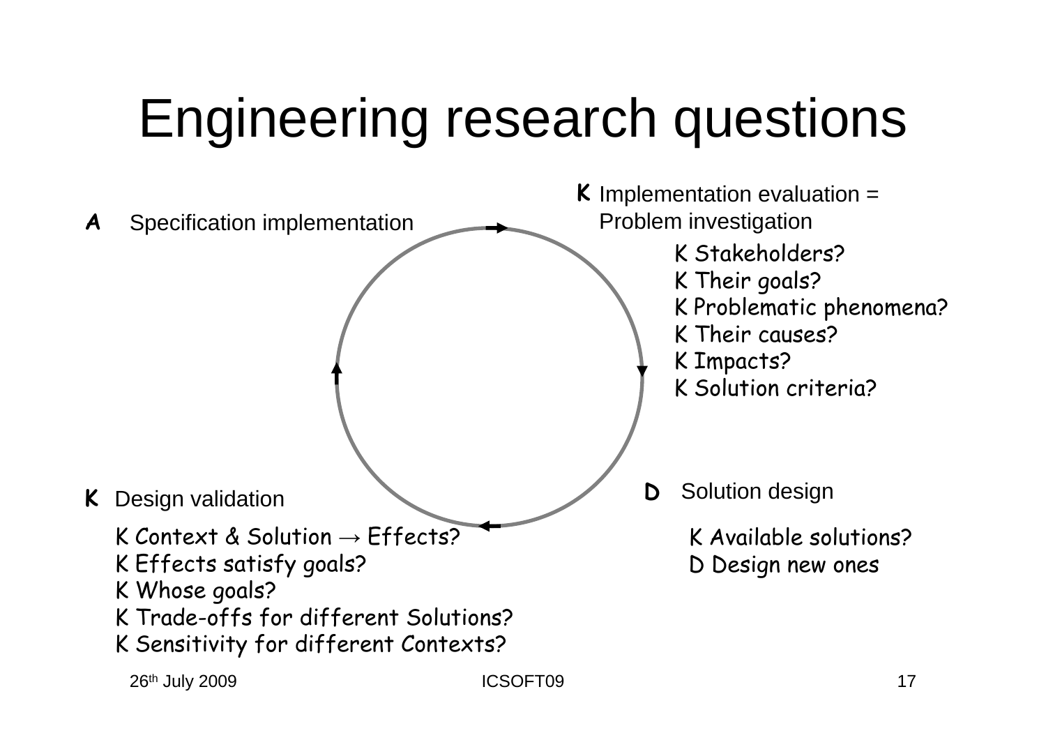# Engineering research questions

**K** Implementation evaluation = Problem investigation

- K Stakeholders?
- K Their goals?
- K Problematic phenomena?
- K Their causes?
- K Impacts?
- K Solution criteria?

**D** Solution design

- K Available solutions?
- D Design new ones

**K** Design validation

- K Context & Solution → Effects?
- K Effects satisfy goals?
- K Whose goals?
- K Trade-offs for different Solutions?
- K Sensitivity for different Contexts?

**A** Specification implementation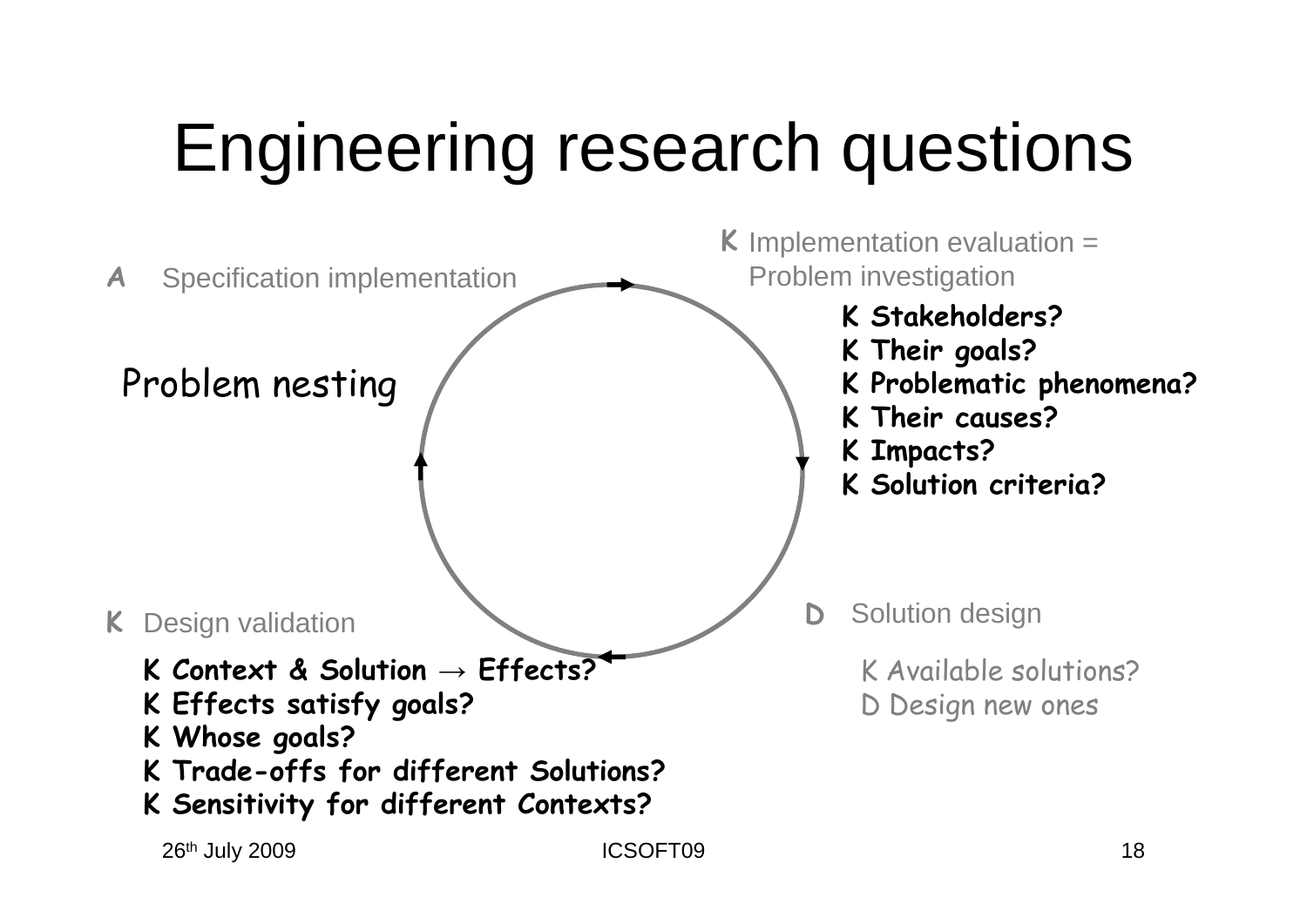# Engineering research questions

**A** Specification implementation

Problem nesting

**K** Implementation evaluation = Problem investigation

- **K Stakeholders?**
- **K Their goals?**
- **K Problematic phenomena?**
- **K Their causes?**
- **K Impacts?**
- **K Solution criteria?**

**D** Solution design

- K Available solutions?
- D Design new ones

**K** Design validation

- **K Context & Solution → Effects?**
- **K Effects satisfy goals?**
- **K Whose goals?**
- **K Trade-offs for different Solutions?**
- **K Sensitivity for different Contexts?**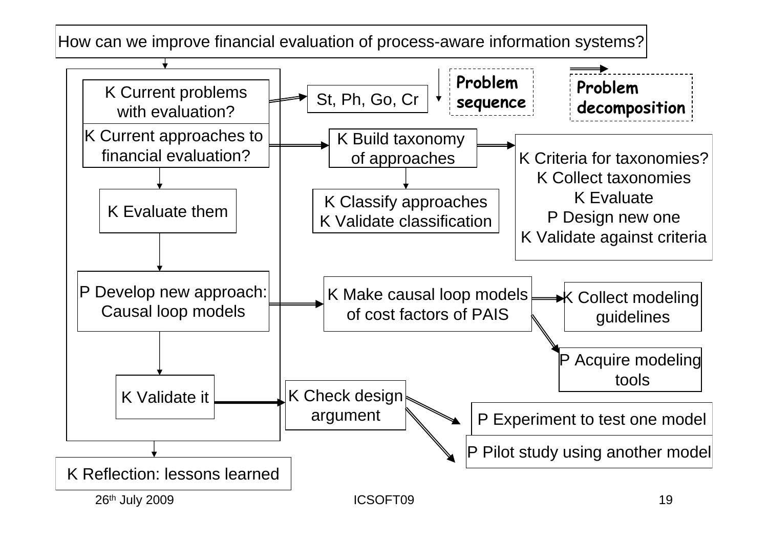How can we improve financial evaluation of process-aware information systems?

**Problem sequence** (↓)

**Problem decomposition** (⇒)

- K Current problems with evaluation?
  - ⇒ St, Ph, Go, Cr
- K Current approaches to financial evaluation?
  - ⇒ K Build taxonomy of approaches
    - ⇒ K Criteria for taxonomies?
      K Collect taxonomies
      K Evaluate
      P Design new one
      K Validate against criteria
    - ↓ K Classify approaches
      K Validate classification
- ↓ K Evaluate them
- ↓ P Develop new approach: Causal loop models
  - ⇒ K Make causal loop models of cost factors of PAIS
    - ⇒ K Collect modeling guidelines
    - ⇒ P Acquire modeling tools
- ↓ K Validate it
  - → K Check design argument
    - ⇒ P Experiment to test one model
    - ⇒ P Pilot study using another model

↓ K Reflection: lessons learned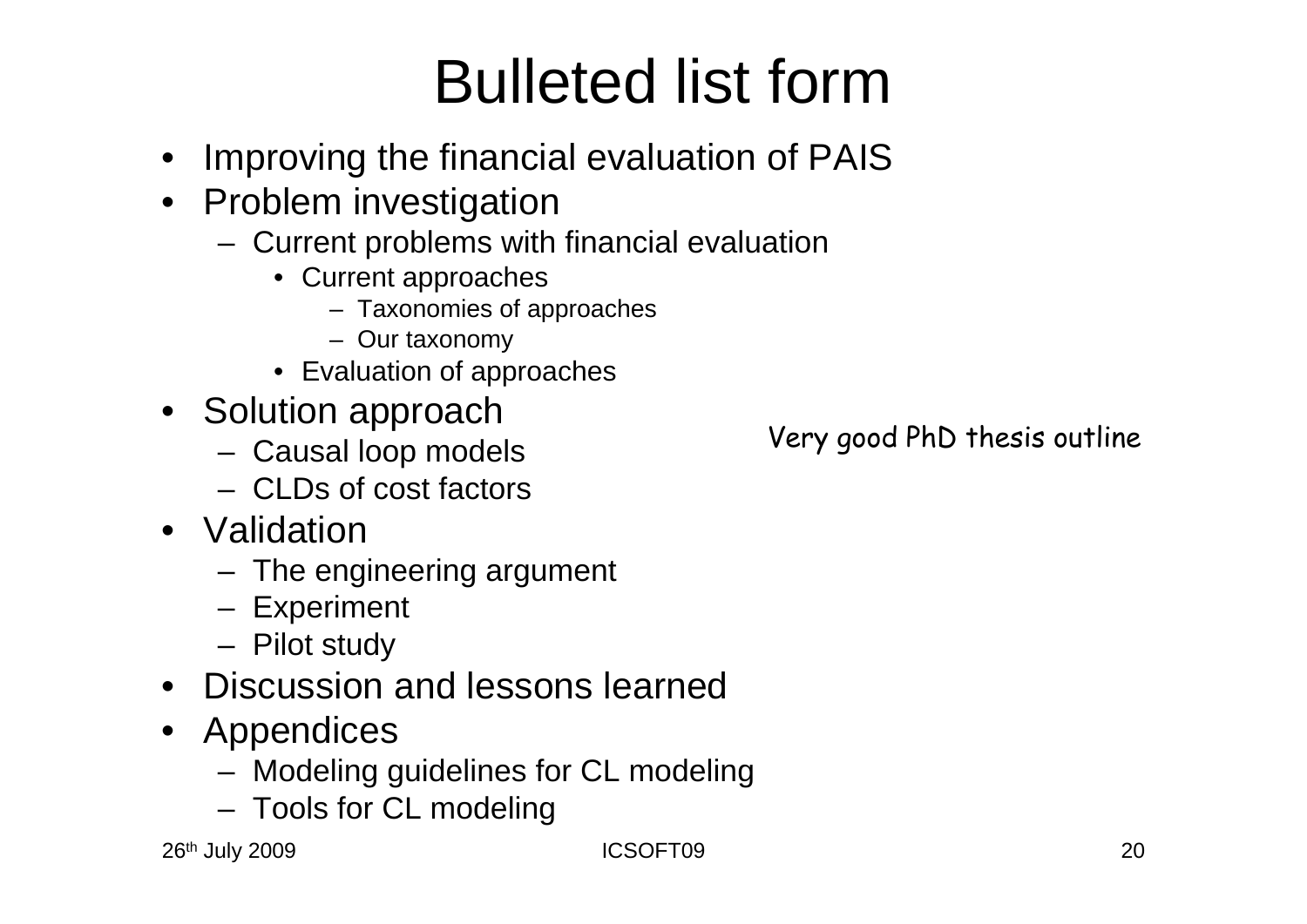# Bulleted list form

- Improving the financial evaluation of PAIS
- Problem investigation
  - Current problems with financial evaluation
    - Current approaches
      - Taxonomies of approaches
      - Our taxonomy
    - Evaluation of approaches
- Solution approach
  - Causal loop models
  - CLDs of cost factors
- Validation
  - The engineering argument
  - Experiment
  - Pilot study
- Discussion and lessons learned
- Appendices
  - Modeling guidelines for CL modeling
  - Tools for CL modeling

Very good PhD thesis outline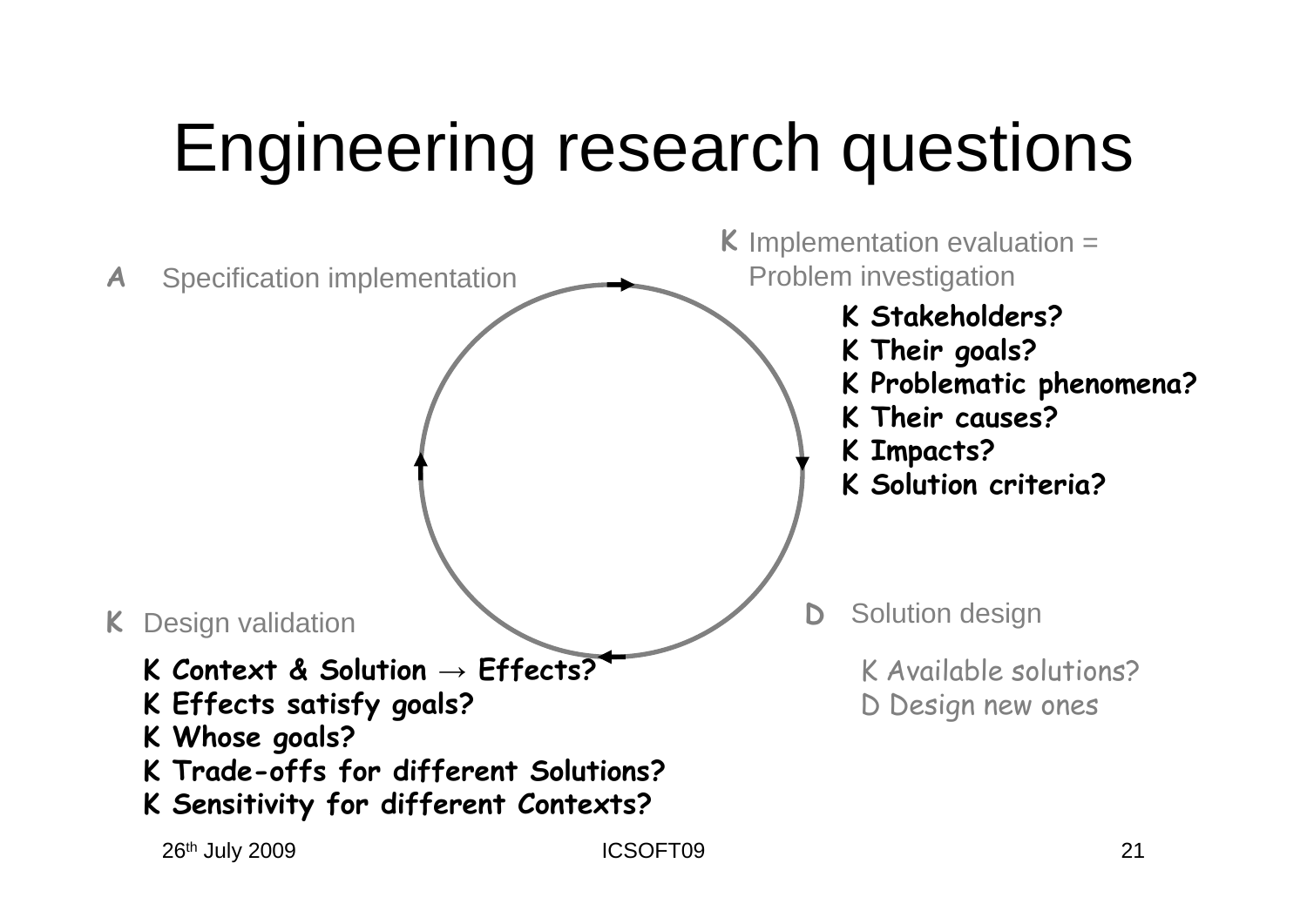# Engineering research questions

**K** Implementation evaluation = Problem investigation

- **K Stakeholders?**
- **K Their goals?**
- **K Problematic phenomena?**
- **K Their causes?**
- **K Impacts?**
- **K Solution criteria?**

**D** Solution design

- K Available solutions?
- D Design new ones

**K** Design validation

- **K Context & Solution → Effects?**
- **K Effects satisfy goals?**
- **K Whose goals?**
- **K Trade-offs for different Solutions?**
- **K Sensitivity for different Contexts?**

**A** Specification implementation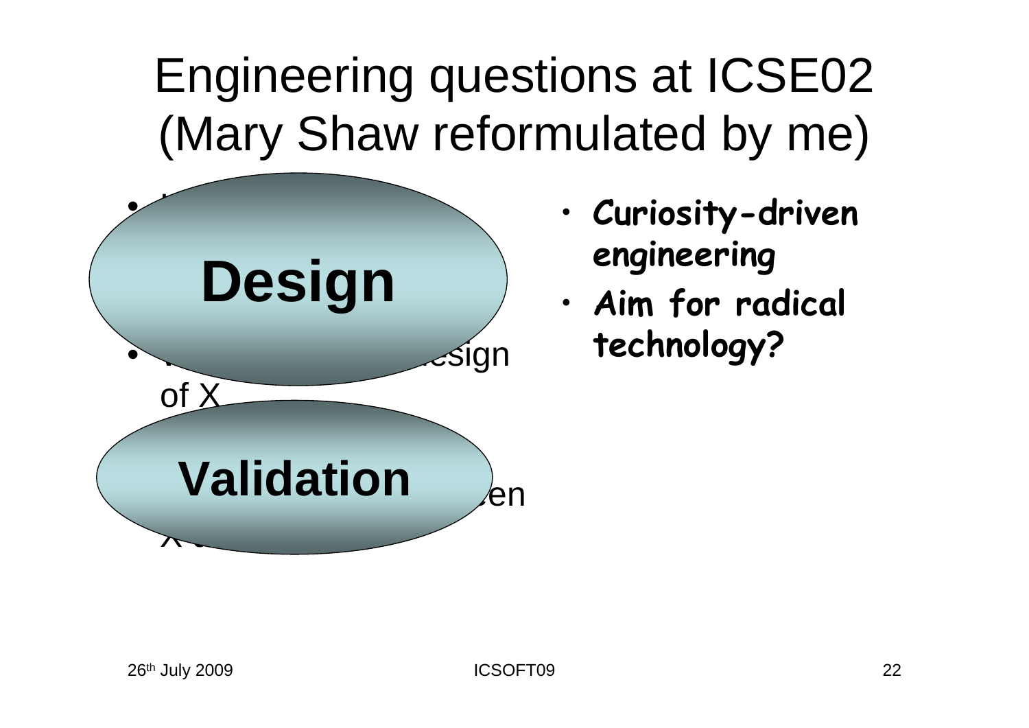# Engineering questions at ICSE02 (Mary Shaw reformulated by me)

- **Design**
- ... design of X
- **Validation**
- ... between X ...

- **Curiosity-driven engineering**
- **Aim for radical technology?**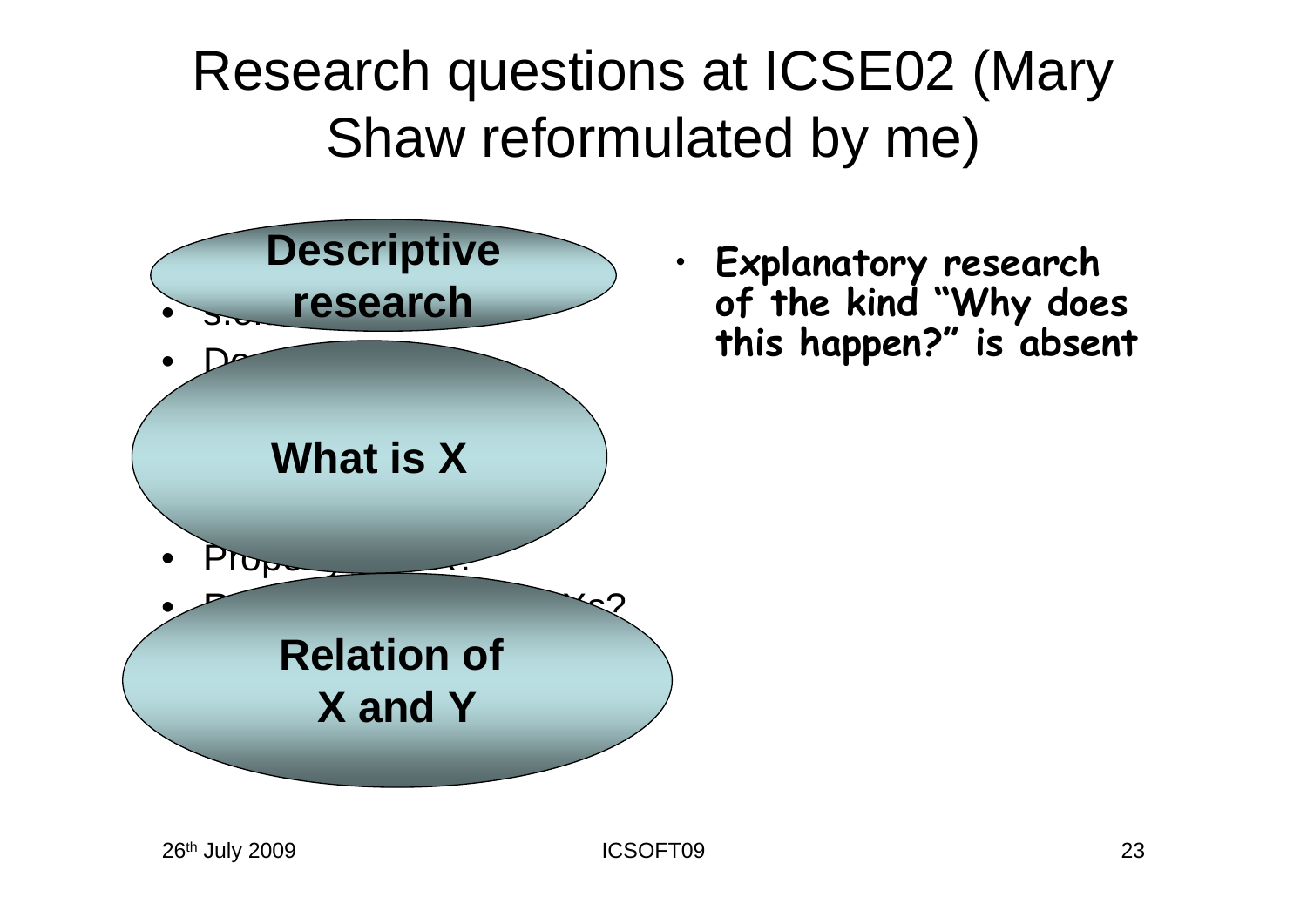# Research questions at ICSE02 (Mary Shaw reformulated by me)

**Descriptive research**

**What is X**

**Relation of X and Y**

- **Explanatory research of the kind "Why does this happen?" is absent**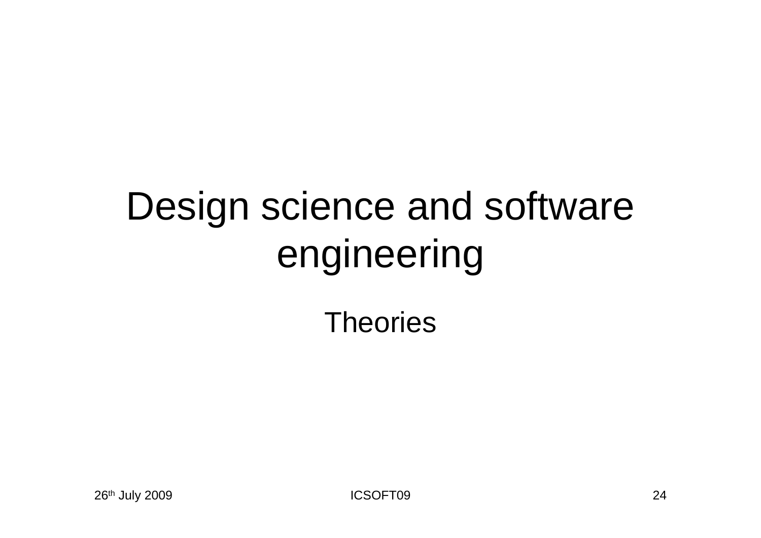# Design science and software engineering

Theories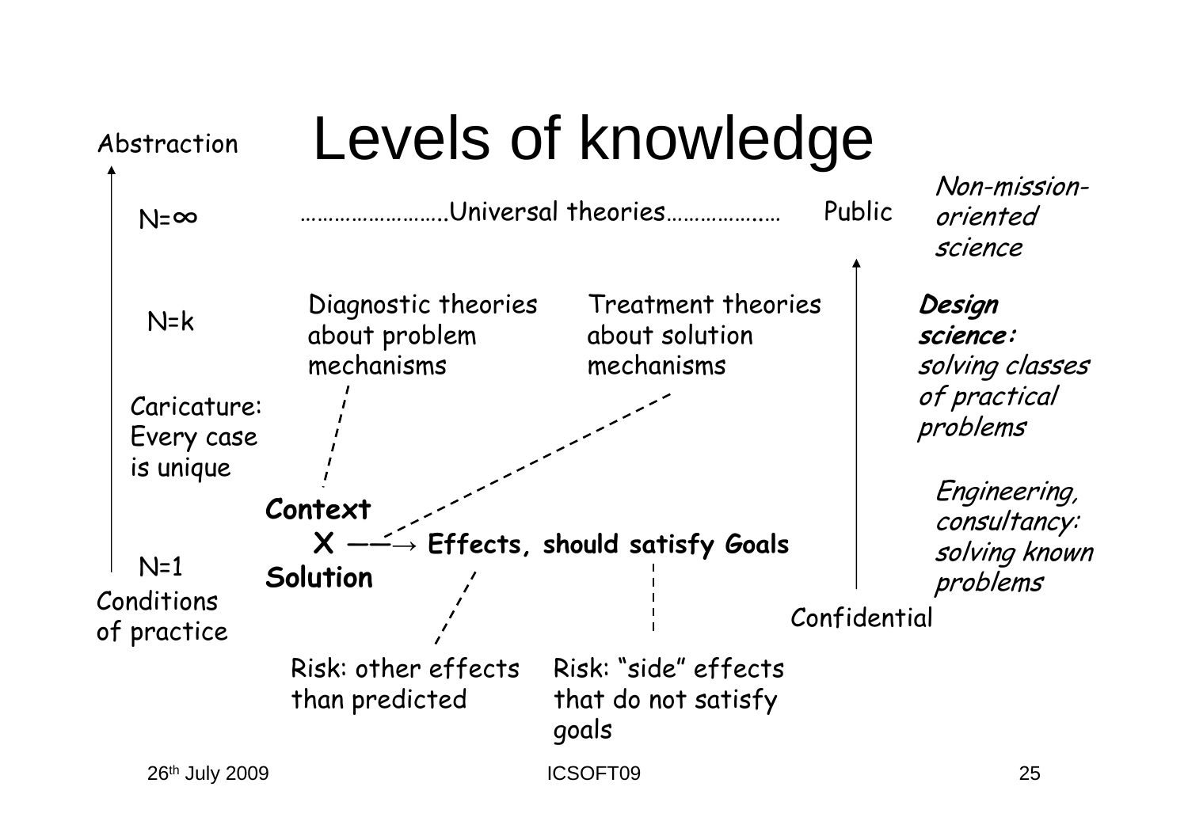# Levels of knowledge

Abstraction

N=∞ ……………………..Universal theories………………… Public — *Non-mission-oriented science*

N=k — Diagnostic theories about problem mechanisms; Treatment theories about solution mechanisms — ***Design science:*** *solving classes of practical problems*

Caricature: Every case is unique

N=1 — **Context X ——→ Effects, should satisfy Goals Solution** — *Engineering, consultancy: solving known problems*

Conditions of practice

Confidential

Risk: other effects than predicted

Risk: "side" effects that do not satisfy goals

26th July 2009 ICSOFT09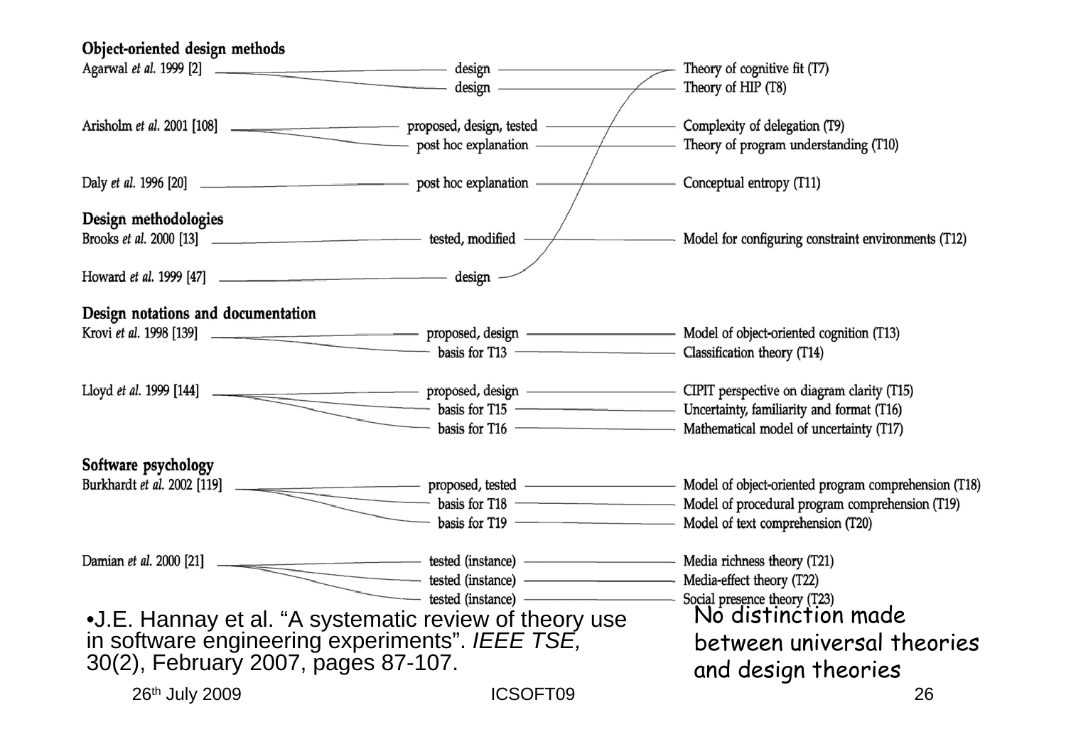### Object-oriented design methods

| Study | Theory use | Theory |
|---|---|---|
| Agarwal *et al.* 1999 [2] | design | Theory of cognitive fit (T7) |
| | design | Theory of HIP (T8) |
| Arisholm *et al.* 2001 [108] | proposed, design, tested | Complexity of delegation (T9) |
| | post hoc explanation | Theory of program understanding (T10) |
| Daly *et al.* 1996 [20] | post hoc explanation | Conceptual entropy (T11) |

### Design methodologies

| Study | Theory use | Theory |
|---|---|---|
| Brooks *et al.* 2000 [13] | tested, modified | Model for configuring constraint environments (T12) |
| Howard *et al.* 1999 [47] | design | Theory of cognitive fit (T7) |

### Design notations and documentation

| Study | Theory use | Theory |
|---|---|---|
| Krovi *et al.* 1998 [139] | proposed, design | Model of object-oriented cognition (T13) |
| | basis for T13 | Classification theory (T14) |
| Lloyd *et al.* 1999 [144] | proposed, design | CIPIT perspective on diagram clarity (T15) |
| | basis for T15 | Uncertainty, familiarity and format (T16) |
| | basis for T16 | Mathematical model of uncertainty (T17) |

### Software psychology

| Study | Theory use | Theory |
|---|---|---|
| Burkhardt *et al.* 2002 [119] | proposed, tested | Model of object-oriented program comprehension (T18) |
| | basis for T18 | Model of procedural program comprehension (T19) |
| | basis for T19 | Model of text comprehension (T20) |
| Damian *et al.* 2000 [21] | tested (instance) | Media richness theory (T21) |
| | tested (instance) | Media-effect theory (T22) |
| | tested (instance) | Social presence theory (T23) |

- J.E. Hannay et al. "A systematic review of theory use in software engineering experiments". *IEEE TSE*, 30(2), February 2007, pages 87-107.

No distinction made between universal theories and design theories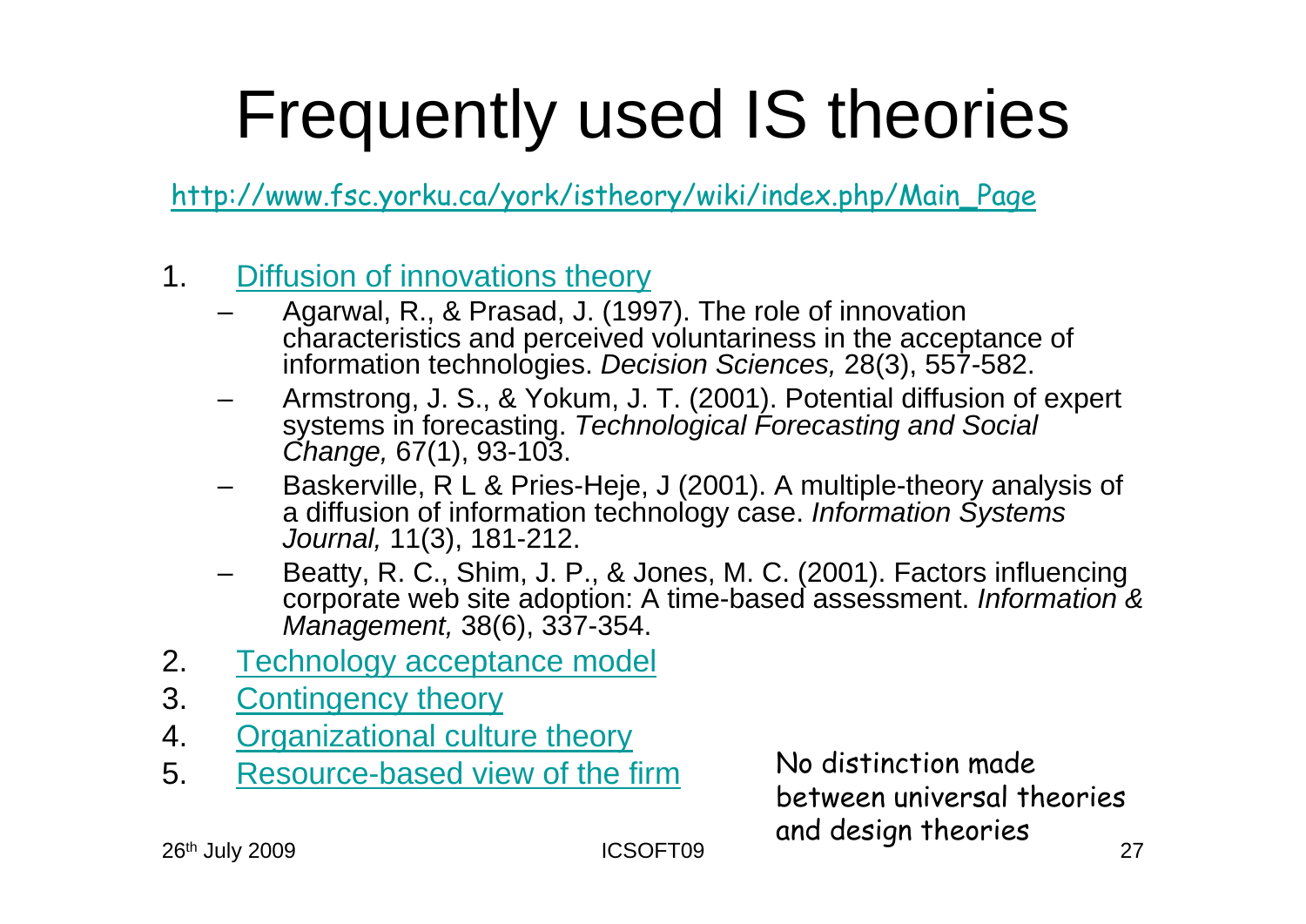# Frequently used IS theories

http://www.fsc.yorku.ca/york/istheory/wiki/index.php/Main_Page

1. Diffusion of innovations theory
   - Agarwal, R., & Prasad, J. (1997). The role of innovation characteristics and perceived voluntariness in the acceptance of information technologies. *Decision Sciences,* 28(3), 557-582.
   - Armstrong, J. S., & Yokum, J. T. (2001). Potential diffusion of expert systems in forecasting. *Technological Forecasting and Social Change,* 67(1), 93-103.
   - Baskerville, R L & Pries-Heje, J (2001). A multiple-theory analysis of a diffusion of information technology case. *Information Systems Journal,* 11(3), 181-212.
   - Beatty, R. C., Shim, J. P., & Jones, M. C. (2001). Factors influencing corporate web site adoption: A time-based assessment. *Information & Management,* 38(6), 337-354.
2. Technology acceptance model
3. Contingency theory
4. Organizational culture theory
5. Resource-based view of the firm

No distinction made between universal theories and design theories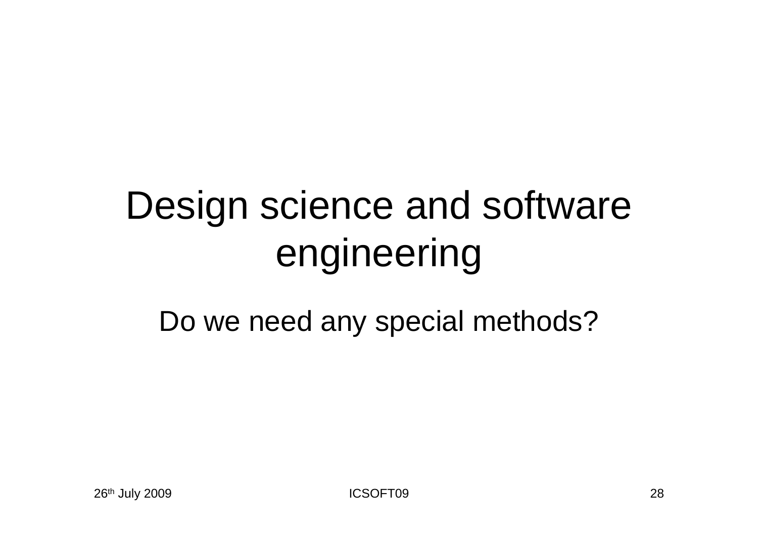# Design science and software engineering

Do we need any special methods?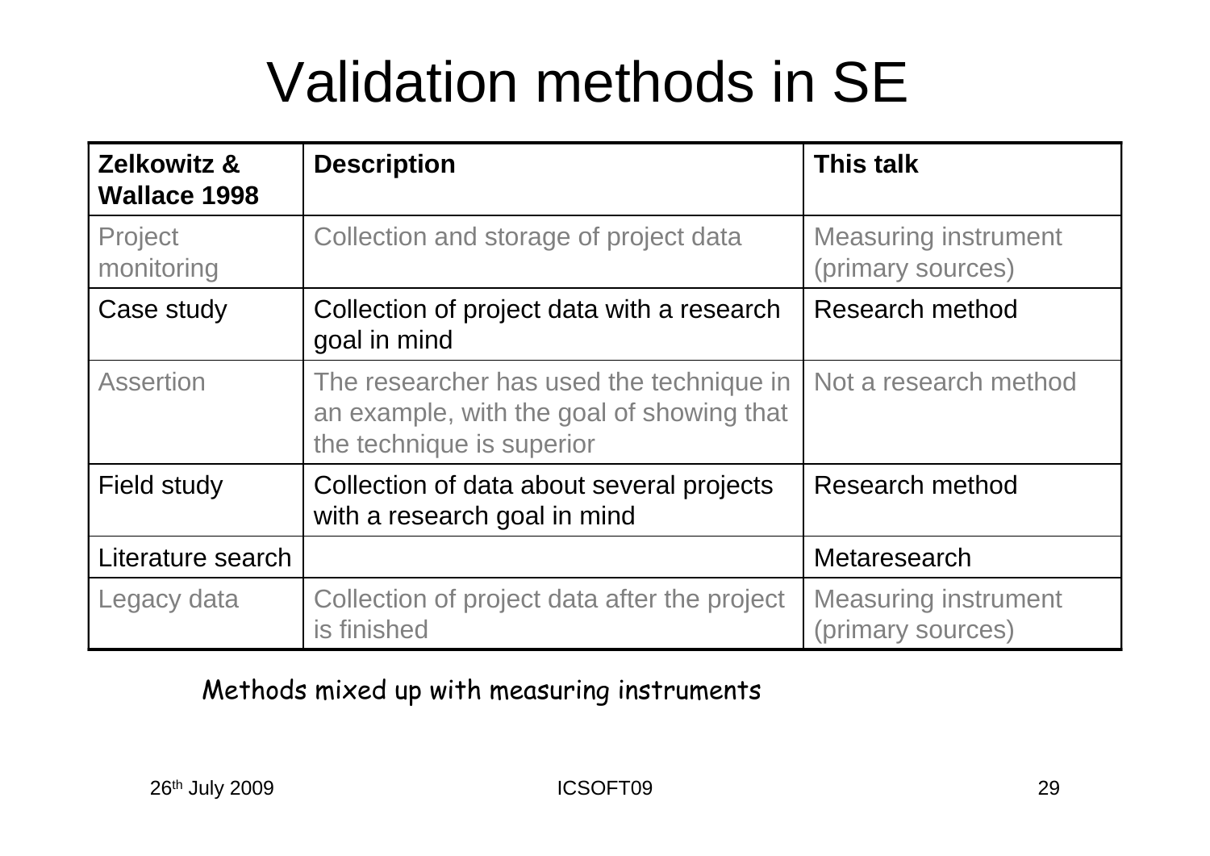# Validation methods in SE

| Zelkowitz & Wallace 1998 | Description | This talk |
|---|---|---|
| Project monitoring | Collection and storage of project data | Measuring instrument (primary sources) |
| Case study | Collection of project data with a research goal in mind | Research method |
| Assertion | The researcher has used the technique in an example, with the goal of showing that the technique is superior | Not a research method |
| Field study | Collection of data about several projects with a research goal in mind | Research method |
| Literature search | | Metaresearch |
| Legacy data | Collection of project data after the project is finished | Measuring instrument (primary sources) |

Methods mixed up with measuring instruments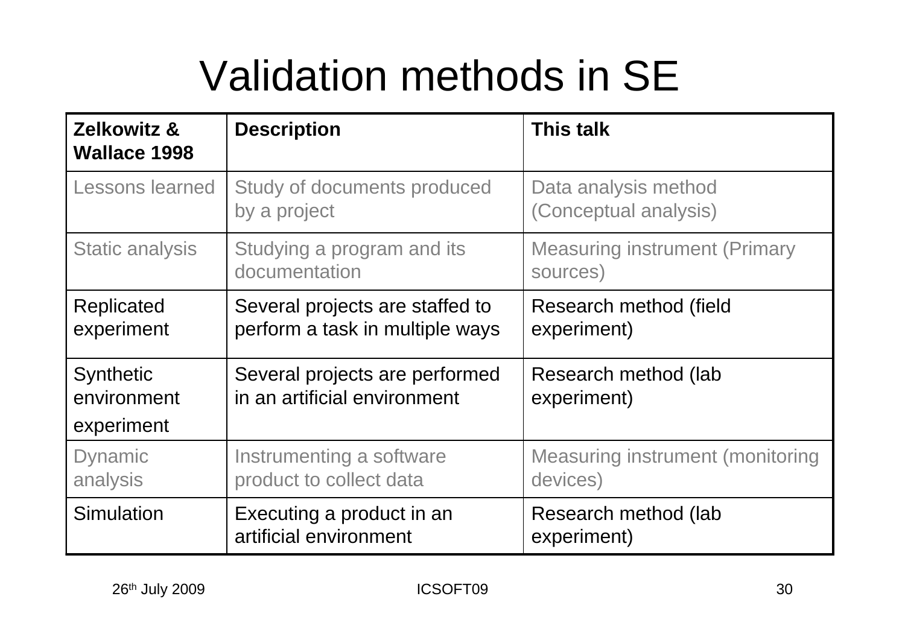# Validation methods in SE

| **Zelkowitz & Wallace 1998** | **Description** | **This talk** |
|---|---|---|
| Lessons learned | Study of documents produced by a project | Data analysis method (Conceptual analysis) |
| Static analysis | Studying a program and its documentation | Measuring instrument (Primary sources) |
| Replicated experiment | Several projects are staffed to perform a task in multiple ways | Research method (field experiment) |
| Synthetic environment experiment | Several projects are performed in an artificial environment | Research method (lab experiment) |
| Dynamic analysis | Instrumenting a software product to collect data | Measuring instrument (monitoring devices) |
| Simulation | Executing a product in an artificial environment | Research method (lab experiment) |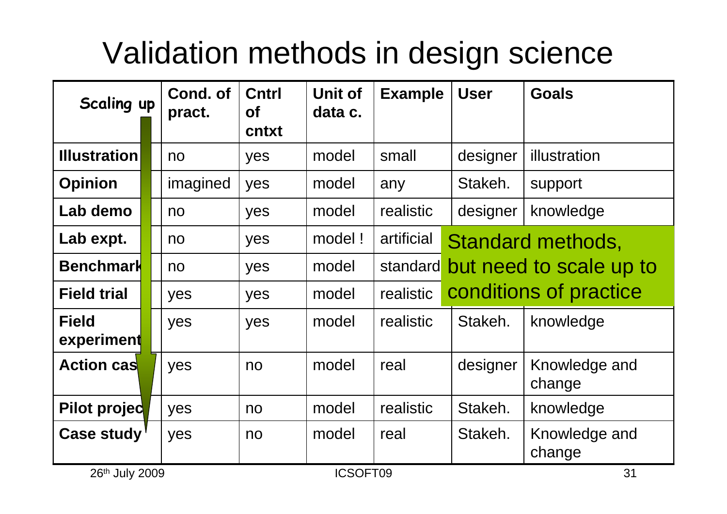# Validation methods in design science

| Scaling up | Cond. of pract. | Cntrl of cntxt | Unit of data c. | Example | User | Goals |
|---|---|---|---|---|---|---|
| **Illustration** | no | yes | model | small | designer | illustration |
| **Opinion** | imagined | yes | model | any | Stakeh. | support |
| **Lab demo** | no | yes | model | realistic | designer | knowledge |
| **Lab expt.** | no | yes | model ! | artificial | | |
| **Benchmark** | no | yes | model | standard | | |
| **Field trial** | yes | yes | model | realistic | | |
| **Field experiment** | yes | yes | model | realistic | Stakeh. | knowledge |
| **Action case** | yes | no | model | real | designer | Knowledge and change |
| **Pilot project** | yes | no | model | realistic | Stakeh. | knowledge |
| **Case study** | yes | no | model | real | Stakeh. | Knowledge and change |

Standard methods, but need to scale up to conditions of practice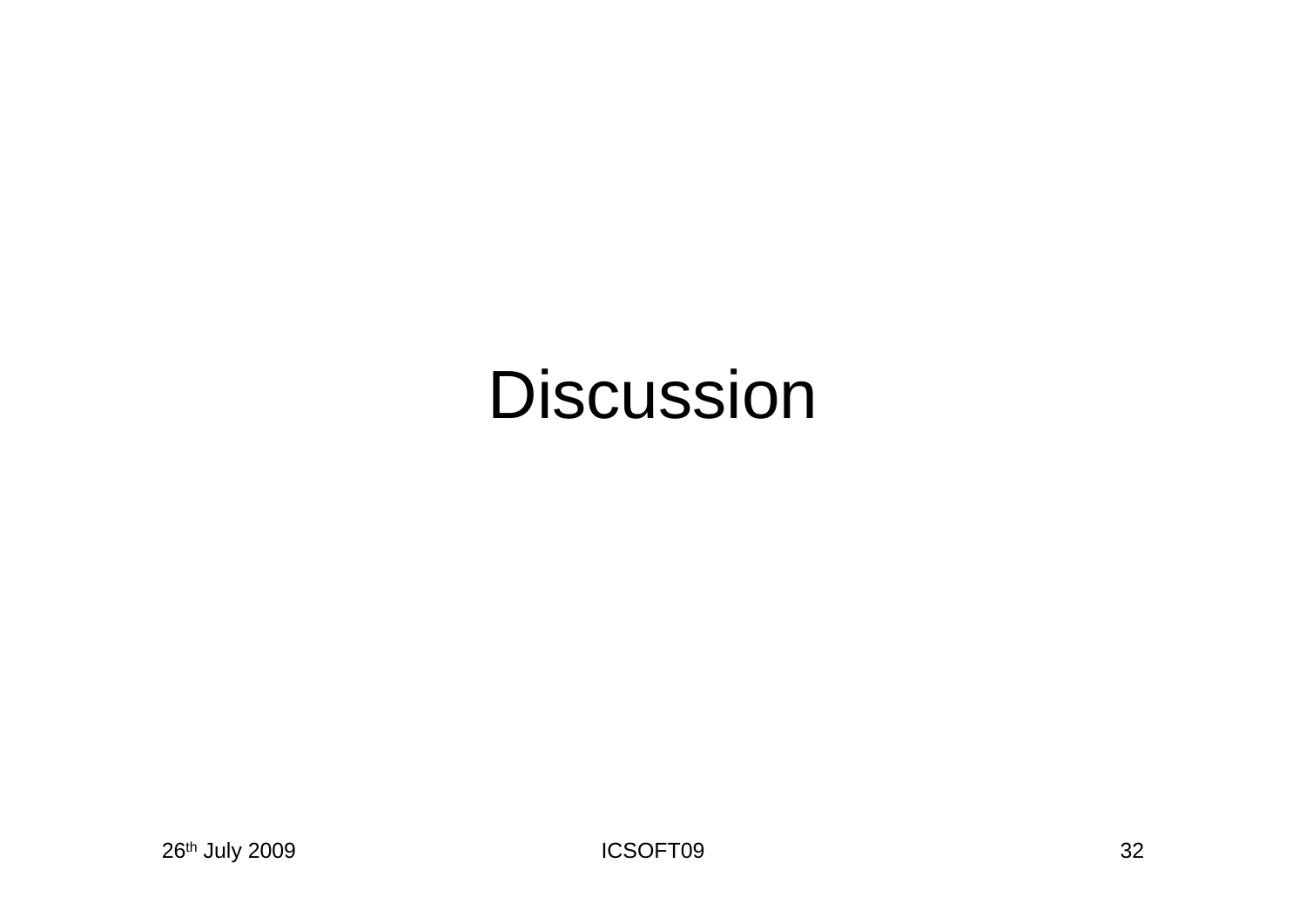# Discussion